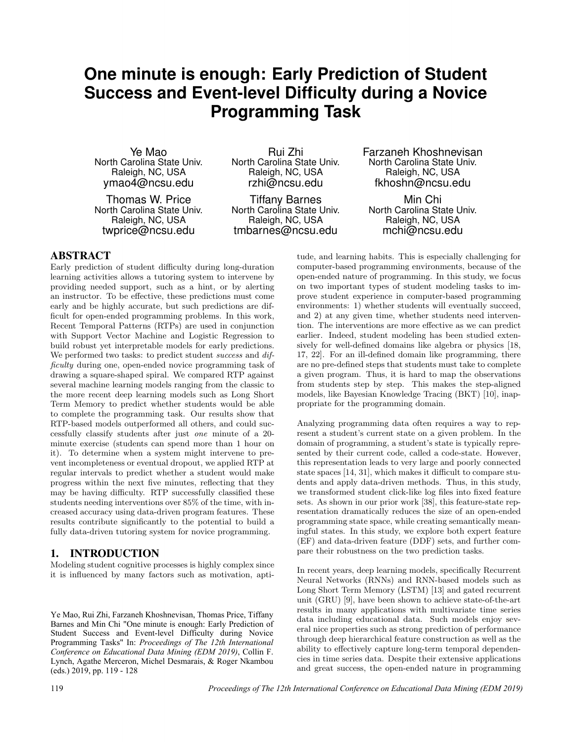# One minute is enough: Early Prediction of Student Success and Event-level Difficulty during a Novice Programming Task

Ye Mao
North Carolina State Univ.
Raleigh, NC, USA
ymao4@ncsu.edu

Rui Zhi
North Carolina State Univ.
Raleigh, NC, USA
rzhi@ncsu.edu

Farzaneh Khoshnevisan
North Carolina State Univ.
Raleigh, NC, USA
fkhoshn@ncsu.edu

Thomas W. Price
North Carolina State Univ.
Raleigh, NC, USA
twprice@ncsu.edu

Tiffany Barnes
North Carolina State Univ.
Raleigh, NC, USA
tmbarnes@ncsu.edu

Min Chi
North Carolina State Univ.
Raleigh, NC, USA
mchi@ncsu.edu

## ABSTRACT

Early prediction of student difficulty during long-duration learning activities allows a tutoring system to intervene by providing needed support, such as a hint, or by alerting an instructor. To be effective, these predictions must come early and be highly accurate, but such predictions are difficult for open-ended programming problems. In this work, Recent Temporal Patterns (RTPs) are used in conjunction with Support Vector Machine and Logistic Regression to build robust yet interpretable models for early predictions. We performed two tasks: to predict student *success* and *difficulty* during one, open-ended novice programming task of drawing a square-shaped spiral. We compared RTP against several machine learning models ranging from the classic to the more recent deep learning models such as Long Short Term Memory to predict whether students would be able to complete the programming task. Our results show that RTP-based models outperformed all others, and could successfully classify students after just *one* minute of a 20-minute exercise (students can spend more than 1 hour on it). To determine when a system might intervene to prevent incompleteness or eventual dropout, we applied RTP at regular intervals to predict whether a student would make progress within the next five minutes, reflecting that they may be having difficulty. RTP successfully classified these students needing interventions over 85% of the time, with increased accuracy using data-driven program features. These results contribute significantly to the potential to build a fully data-driven tutoring system for novice programming.

## 1. INTRODUCTION

Modeling student cognitive processes is highly complex since it is influenced by many factors such as motivation, aptitude, and learning habits. This is especially challenging for computer-based programming environments, because of the open-ended nature of programming. In this study, we focus on two important types of student modeling tasks to improve student experience in computer-based programming environments: 1) whether students will eventually succeed, and 2) at any given time, whether students need intervention. The interventions are more effective as we can predict earlier. Indeed, student modeling has been studied extensively for well-defined domains like algebra or physics [18, 17, 22]. For an ill-defined domain like programming, there are no pre-defined steps that students must take to complete a given program. Thus, it is hard to map the observations from students step by step. This makes the step-aligned models, like Bayesian Knowledge Tracing (BKT) [10], inappropriate for the programming domain.

Analyzing programming data often requires a way to represent a student's current state on a given problem. In the domain of programming, a student's state is typically represented by their current code, called a code-state. However, this representation leads to very large and poorly connected state spaces [14, 31], which makes it difficult to compare students and apply data-driven methods. Thus, in this study, we transformed student click-like log files into fixed feature sets. As shown in our prior work [38], this feature-state representation dramatically reduces the size of an open-ended programming state space, while creating semantically meaningful states. In this study, we explore both expert feature (EF) and data-driven feature (DDF) sets, and further compare their robustness on the two prediction tasks.

In recent years, deep learning models, specifically Recurrent Neural Networks (RNNs) and RNN-based models such as Long Short Term Memory (LSTM) [13] and gated recurrent unit (GRU) [9], have been shown to achieve state-of-the-art results in many applications with multivariate time series data including educational data. Such models enjoy several nice properties such as strong prediction of performance through deep hierarchical feature construction as well as the ability to effectively capture long-term temporal dependencies in time series data. Despite their extensive applications and great success, the open-ended nature in programming

Ye Mao, Rui Zhi, Farzaneh Khoshnevisan, Thomas Price, Tiffany Barnes and Min Chi "One minute is enough: Early Prediction of Student Success and Event-level Difficulty during Novice Programming Tasks" In: *Proceedings of The 12th International Conference on Educational Data Mining (EDM 2019)*, Collin F. Lynch, Agathe Merceron, Michel Desmarais, & Roger Nkambou (eds.) 2019, pp. 119 - 128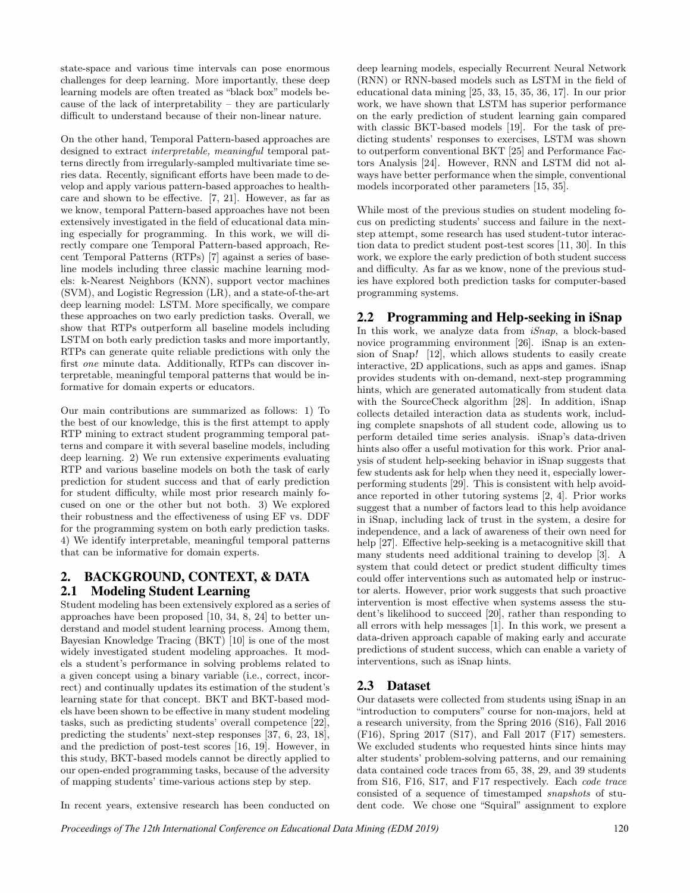state-space and various time intervals can pose enormous challenges for deep learning. More importantly, these deep learning models are often treated as "black box" models because of the lack of interpretability – they are particularly difficult to understand because of their non-linear nature.

On the other hand, Temporal Pattern-based approaches are designed to extract *interpretable, meaningful* temporal patterns directly from irregularly-sampled multivariate time series data. Recently, significant efforts have been made to develop and apply various pattern-based approaches to healthcare and shown to be effective. [7, 21]. However, as far as we know, temporal Pattern-based approaches have not been extensively investigated in the field of educational data mining especially for programming. In this work, we will directly compare one Temporal Pattern-based approach, Recent Temporal Patterns (RTPs) [7] against a series of baseline models including three classic machine learning models: k-Nearest Neighbors (KNN), support vector machines (SVM), and Logistic Regression (LR), and a state-of-the-art deep learning model: LSTM. More specifically, we compare these approaches on two early prediction tasks. Overall, we show that RTPs outperform all baseline models including LSTM on both early prediction tasks and more importantly, RTPs can generate quite reliable predictions with only the first *one* minute data. Additionally, RTPs can discover interpretable, meaningful temporal patterns that would be informative for domain experts or educators.

Our main contributions are summarized as follows: 1) To the best of our knowledge, this is the first attempt to apply RTP mining to extract student programming temporal patterns and compare it with several baseline models, including deep learning. 2) We run extensive experiments evaluating RTP and various baseline models on both the task of early prediction for student success and that of early prediction for student difficulty, while most prior research mainly focused on one or the other but not both. 3) We explored their robustness and the effectiveness of using EF vs. DDF for the programming system on both early prediction tasks. 4) We identify interpretable, meaningful temporal patterns that can be informative for domain experts.

## 2. BACKGROUND, CONTEXT, & DATA

### 2.1 Modeling Student Learning

Student modeling has been extensively explored as a series of approaches have been proposed [10, 34, 8, 24] to better understand and model student learning process. Among them, Bayesian Knowledge Tracing (BKT) [10] is one of the most widely investigated student modeling approaches. It models a student's performance in solving problems related to a given concept using a binary variable (i.e., correct, incorrect) and continually updates its estimation of the student's learning state for that concept. BKT and BKT-based models have been shown to be effective in many student modeling tasks, such as predicting students' overall competence [22], predicting the students' next-step responses [37, 6, 23, 18], and the prediction of post-test scores [16, 19]. However, in this study, BKT-based models cannot be directly applied to our open-ended programming tasks, because of the adversity of mapping students' time-various actions step by step.

In recent years, extensive research has been conducted on deep learning models, especially Recurrent Neural Network (RNN) or RNN-based models such as LSTM in the field of educational data mining [25, 33, 15, 35, 36, 17]. In our prior work, we have shown that LSTM has superior performance on the early prediction of student learning gain compared with classic BKT-based models [19]. For the task of predicting students' responses to exercises, LSTM was shown to outperform conventional BKT [25] and Performance Factors Analysis [24]. However, RNN and LSTM did not always have better performance when the simple, conventional models incorporated other parameters [15, 35].

While most of the previous studies on student modeling focus on predicting students' success and failure in the next-step attempt, some research has used student-tutor interaction data to predict student post-test scores [11, 30]. In this work, we explore the early prediction of both student success and difficulty. As far as we know, none of the previous studies have explored both prediction tasks for computer-based programming systems.

### 2.2 Programming and Help-seeking in iSnap

In this work, we analyze data from *iSnap*, a block-based novice programming environment [26]. iSnap is an extension of Snap*!* [12], which allows students to easily create interactive, 2D applications, such as apps and games. iSnap provides students with on-demand, next-step programming hints, which are generated automatically from student data with the SourceCheck algorithm [28]. In addition, iSnap collects detailed interaction data as students work, including complete snapshots of all student code, allowing us to perform detailed time series analysis. iSnap's data-driven hints also offer a useful motivation for this work. Prior analysis of student help-seeking behavior in iSnap suggests that few students ask for help when they need it, especially lower-performing students [29]. This is consistent with help avoidance reported in other tutoring systems [2, 4]. Prior works suggest that a number of factors lead to this help avoidance in iSnap, including lack of trust in the system, a desire for independence, and a lack of awareness of their own need for help [27]. Effective help-seeking is a metacognitive skill that many students need additional training to develop [3]. A system that could detect or predict student difficulty times could offer interventions such as automated help or instructor alerts. However, prior work suggests that such proactive intervention is most effective when systems assess the student's likelihood to succeed [20], rather than responding to all errors with help messages [1]. In this work, we present a data-driven approach capable of making early and accurate predictions of student success, which can enable a variety of interventions, such as iSnap hints.

### 2.3 Dataset

Our datasets were collected from students using iSnap in an "introduction to computers" course for non-majors, held at a research university, from the Spring 2016 (S16), Fall 2016 (F16), Spring 2017 (S17), and Fall 2017 (F17) semesters. We excluded students who requested hints since hints may alter students' problem-solving patterns, and our remaining data contained code traces from 65, 38, 29, and 39 students from S16, F16, S17, and F17 respectively. Each *code trace* consisted of a sequence of timestamped *snapshots* of student code. We chose one "Squiral" assignment to explore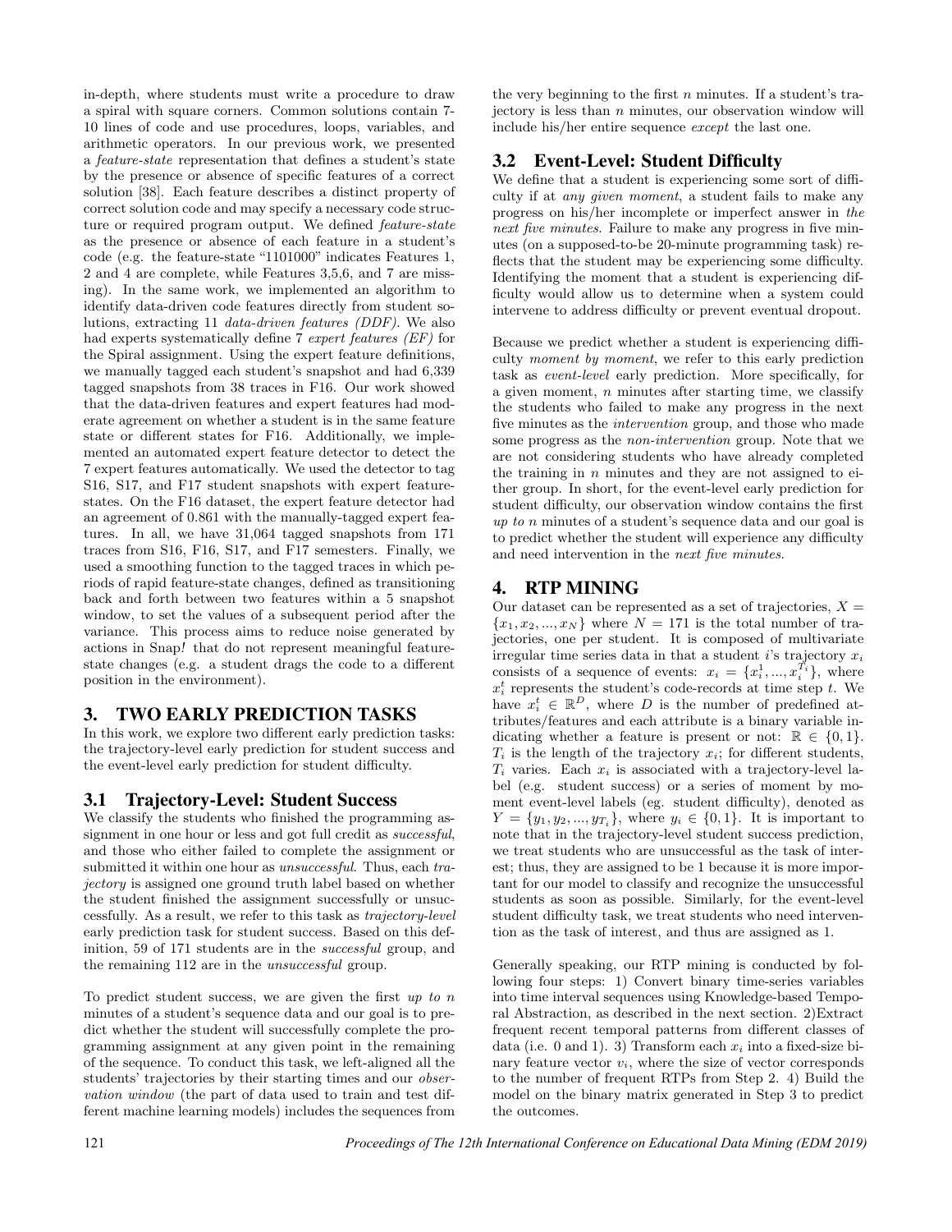in-depth, where students must write a procedure to draw a spiral with square corners. Common solutions contain 7-10 lines of code and use procedures, loops, variables, and arithmetic operators. In our previous work, we presented a *feature-state* representation that defines a student's state by the presence or absence of specific features of a correct solution [38]. Each feature describes a distinct property of correct solution code and may specify a necessary code structure or required program output. We defined *feature-state* as the presence or absence of each feature in a student's code (e.g. the feature-state "1101000" indicates Features 1, 2 and 4 are complete, while Features 3,5,6, and 7 are missing). In the same work, we implemented an algorithm to identify data-driven code features directly from student solutions, extracting 11 *data-driven features (DDF)*. We also had experts systematically define 7 *expert features (EF)* for the Spiral assignment. Using the expert feature definitions, we manually tagged each student's snapshot and had 6,339 tagged snapshots from 38 traces in F16. Our work showed that the data-driven features and expert features had moderate agreement on whether a student is in the same feature state or different states for F16. Additionally, we implemented an automated expert feature detector to detect the 7 expert features automatically. We used the detector to tag S16, S17, and F17 student snapshots with expert feature-states. On the F16 dataset, the expert feature detector had an agreement of 0.861 with the manually-tagged expert features. In all, we have 31,064 tagged snapshots from 171 traces from S16, F16, S17, and F17 semesters. Finally, we used a smoothing function to the tagged traces in which periods of rapid feature-state changes, defined as transitioning back and forth between two features within a 5 snapshot window, to set the values of a subsequent period after the variance. This process aims to reduce noise generated by actions in Snap*!* that do not represent meaningful feature-state changes (e.g. a student drags the code to a different position in the environment).

## 3. TWO EARLY PREDICTION TASKS

In this work, we explore two different early prediction tasks: the trajectory-level early prediction for student success and the event-level early prediction for student difficulty.

### 3.1 Trajectory-Level: Student Success

We classify the students who finished the programming assignment in one hour or less and got full credit as *successful*, and those who either failed to complete the assignment or submitted it within one hour as *unsuccessful*. Thus, each *trajectory* is assigned one ground truth label based on whether the student finished the assignment successfully or unsuccessfully. As a result, we refer to this task as *trajectory-level* early prediction task for student success. Based on this definition, 59 of 171 students are in the *successful* group, and the remaining 112 are in the *unsuccessful* group.

To predict student success, we are given the first *up to n* minutes of a student's sequence data and our goal is to predict whether the student will successfully complete the programming assignment at any given point in the remaining of the sequence. To conduct this task, we left-aligned all the students' trajectories by their starting times and our *observation window* (the part of data used to train and test different machine learning models) includes the sequences from the very beginning to the first $n$ minutes. If a student's trajectory is less than $n$ minutes, our observation window will include his/her entire sequence *except* the last one.

### 3.2 Event-Level: Student Difficulty

We define that a student is experiencing some sort of difficulty if at *any given moment*, a student fails to make any progress on his/her incomplete or imperfect answer in *the next five minutes*. Failure to make any progress in five minutes (on a supposed-to-be 20-minute programming task) reflects that the student may be experiencing some difficulty. Identifying the moment that a student is experiencing difficulty would allow us to determine when a system could intervene to address difficulty or prevent eventual dropout.

Because we predict whether a student is experiencing difficulty *moment by moment*, we refer to this early prediction task as *event-level* early prediction. More specifically, for a given moment, $n$ minutes after starting time, we classify the students who failed to make any progress in the next five minutes as the *intervention* group, and those who made some progress as the *non-intervention* group. Note that we are not considering students who have already completed the training in $n$ minutes and they are not assigned to either group. In short, for the event-level early prediction for student difficulty, our observation window contains the first *up to n* minutes of a student's sequence data and our goal is to predict whether the student will experience any difficulty and need intervention in the *next five minutes*.

## 4. RTP MINING

Our dataset can be represented as a set of trajectories, $X = \{x_1, x_2, ..., x_N\}$ where $N = 171$ is the total number of trajectories, one per student. It is composed of multivariate irregular time series data in that a student $i$'s trajectory $x_i$ consists of a sequence of events: $x_i = \{x_i^1, ..., x_i^{T_i}\}$, where $x_i^t$ represents the student's code-records at time step $t$. We have $x_i^t \in \mathbb{R}^D$, where $D$ is the number of predefined attributes/features and each attribute is a binary variable indicating whether a feature is present or not: $\mathbb{R} \in \{0, 1\}$. $T_i$ is the length of the trajectory $x_i$; for different students, $T_i$ varies. Each $x_i$ is associated with a trajectory-level label (e.g. student success) or a series of moment by moment event-level labels (eg. student difficulty), denoted as $Y = \{y_1, y_2, ..., y_{T_i}\}$, where $y_i \in \{0, 1\}$. It is important to note that in the trajectory-level student success prediction, we treat students who are unsuccessful as the task of interest; thus, they are assigned to be 1 because it is more important for our model to classify and recognize the unsuccessful students as soon as possible. Similarly, for the event-level student difficulty task, we treat students who need intervention as the task of interest, and thus are assigned as 1.

Generally speaking, our RTP mining is conducted by following four steps: 1) Convert binary time-series variables into time interval sequences using Knowledge-based Temporal Abstraction, as described in the next section. 2)Extract frequent recent temporal patterns from different classes of data (i.e. 0 and 1). 3) Transform each $x_i$ into a fixed-size binary feature vector $v_i$, where the size of vector corresponds to the number of frequent RTPs from Step 2. 4) Build the model on the binary matrix generated in Step 3 to predict the outcomes.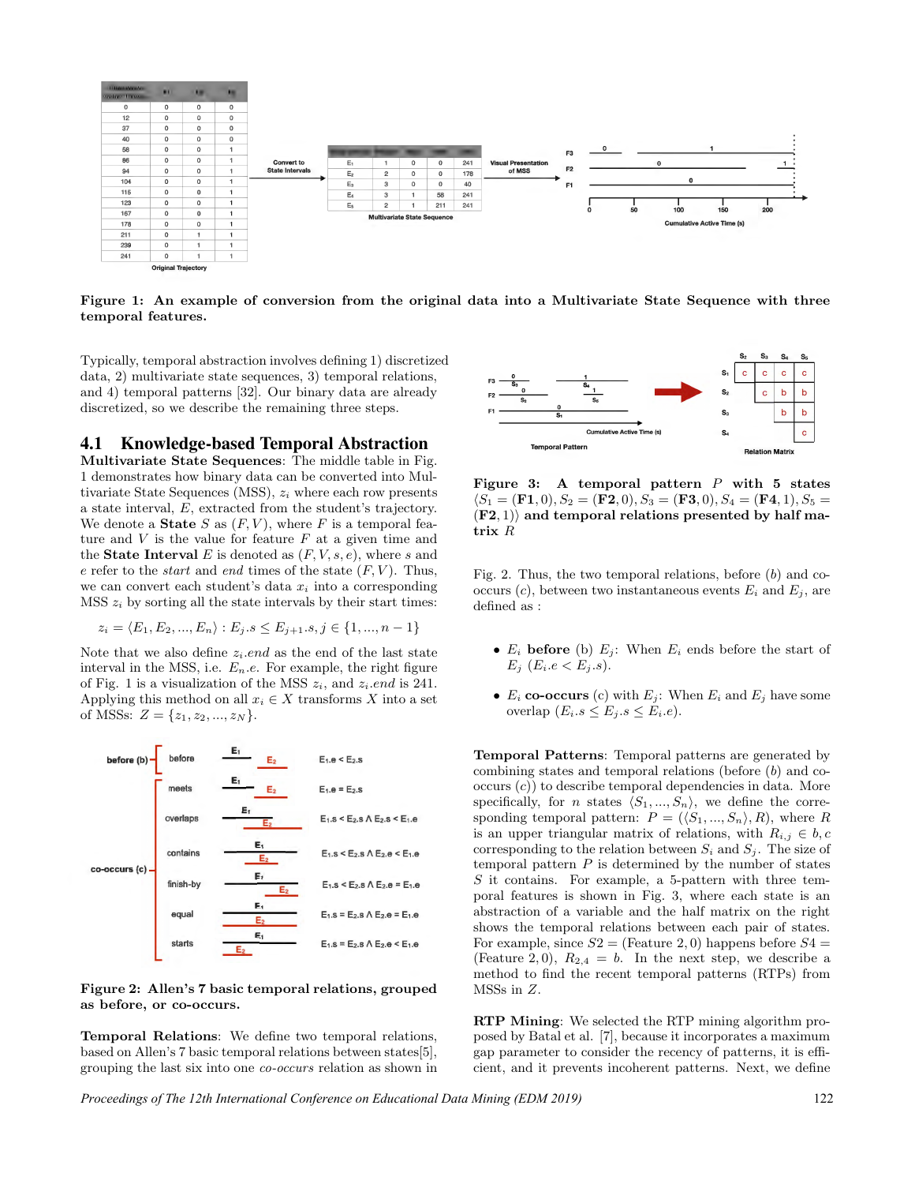**Figure 1: An example of conversion from the original data into a Multivariate State Sequence with three temporal features.**

Typically, temporal abstraction involves defining 1) discretized data, 2) multivariate state sequences, 3) temporal relations, and 4) temporal patterns [32]. Our binary data are already discretized, so we describe the remaining three steps.

## 4.1 Knowledge-based Temporal Abstraction

**Multivariate State Sequences**: The middle table in Fig. 1 demonstrates how binary data can be converted into Multivariate State Sequences (MSS), $z_i$ where each row presents a state interval, $E$, extracted from the student's trajectory. We denote a **State** $S$ as $(F, V)$, where $F$ is a temporal feature and $V$ is the value for feature $F$ at a given time and the **State Interval** $E$ is denoted as $(F, V, s, e)$, where $s$ and $e$ refer to the *start* and *end* times of the state $(F, V)$. Thus, we can convert each student's data $x_i$ into a corresponding MSS $z_i$ by sorting all the state intervals by their start times:

$$z_i = \langle E_1, E_2, ..., E_n \rangle : E_j.s \leq E_{j+1}.s, j \in \{1, ..., n-1\}$$

Note that we also define $z_i.end$ as the end of the last state interval in the MSS, i.e. $E_n.e$. For example, the right figure of Fig. 1 is a visualization of the MSS $z_i$, and $z_i.end$ is 241. Applying this method on all $x_i \in X$ transforms $X$ into a set of MSSs: $Z = \{z_1, z_2, ..., z_N\}$.

**Figure 2: Allen's 7 basic temporal relations, grouped as before, or co-occurs.**

**Temporal Relations**: We define two temporal relations, based on Allen's 7 basic temporal relations between states[5], grouping the last six into one *co-occurs* relation as shown in Fig. 2. Thus, the two temporal relations, before ($b$) and co-occurs ($c$), between two instantaneous events $E_i$ and $E_j$, are defined as :

- $E_i$ **before** (b) $E_j$: When $E_i$ ends before the start of $E_j$ ($E_i.e < E_j.s$).
- $E_i$ **co-occurs** (c) with $E_j$: When $E_i$ and $E_j$ have some overlap ($E_i.s \leq E_j.s \leq E_i.e$).

**Figure 3: A temporal pattern $P$ with 5 states $\langle S_1 = (\mathbf{F1}, 0), S_2 = (\mathbf{F2}, 0), S_3 = (\mathbf{F3}, 0), S_4 = (\mathbf{F4}, 1), S_5 = (\mathbf{F2}, 1) \rangle$ and temporal relations presented by half matrix $R$**

**Temporal Patterns**: Temporal patterns are generated by combining states and temporal relations (before ($b$) and co-occurs ($c$)) to describe temporal dependencies in data. More specifically, for $n$ states $\langle S_1, ..., S_n \rangle$, we define the corresponding temporal pattern: $P = (\langle S_1, ..., S_n \rangle, R)$, where $R$ is an upper triangular matrix of relations, with $R_{i,j} \in b, c$ corresponding to the relation between $S_i$ and $S_j$. The size of temporal pattern $P$ is determined by the number of states $S$ it contains. For example, a 5-pattern with three temporal features is shown in Fig. 3, where each state is an abstraction of a variable and the half matrix on the right shows the temporal relations between each pair of states. For example, since $S2 = (\text{Feature } 2, 0)$ happens before $S4 = (\text{Feature } 2, 0)$, $R_{2,4} = b$. In the next step, we describe a method to find the recent temporal patterns (RTPs) from MSSs in $Z$.

**RTP Mining**: We selected the RTP mining algorithm proposed by Batal et al. [7], because it incorporates a maximum gap parameter to consider the recency of patterns, it is efficient, and it prevents incoherent patterns. Next, we define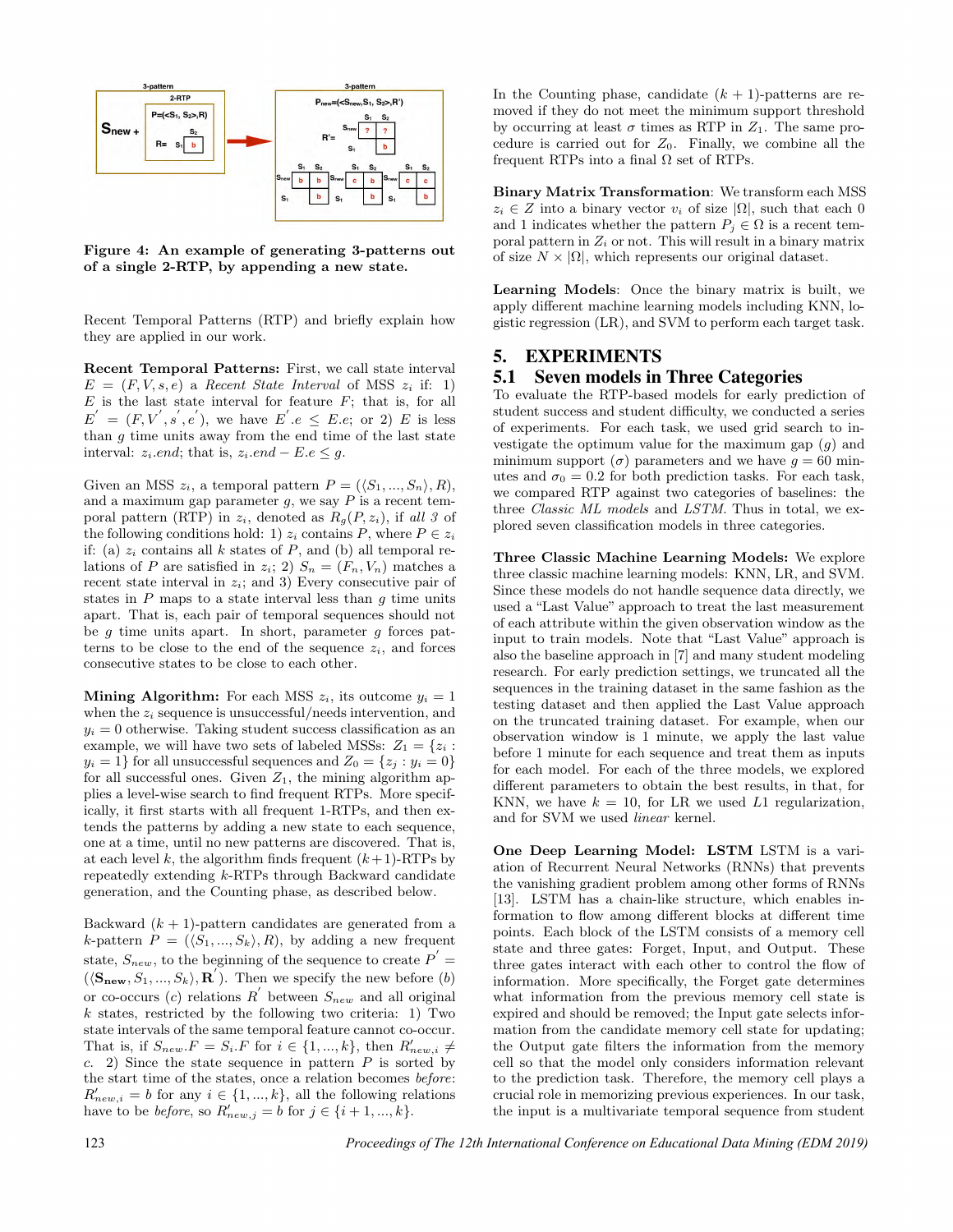Figure 4: An example of generating 3-patterns out of a single 2-RTP, by appending a new state.

Recent Temporal Patterns (RTP) and briefly explain how they are applied in our work.

**Recent Temporal Patterns:** First, we call state interval $E = (F, V, s, e)$ a *Recent State Interval* of MSS $z_i$ if: 1) $E$ is the last state interval for feature $F$; that is, for all $E' = (F, V', s', e')$, we have $E'.e \leq E.e$; or 2) $E$ is less than $g$ time units away from the end time of the last state interval: $z_i.end$; that is, $z_i.end - E.e \leq g$.

Given an MSS $z_i$, a temporal pattern $P = (\langle S_1, ..., S_n \rangle, R)$, and a maximum gap parameter $g$, we say $P$ is a recent temporal pattern (RTP) in $z_i$, denoted as $R_g(P, z_i)$, if *all 3* of the following conditions hold: 1) $z_i$ contains $P$, where $P \in z_i$ if: (a) $z_i$ contains all $k$ states of $P$, and (b) all temporal relations of $P$ are satisfied in $z_i$; 2) $S_n = (F_n, V_n)$ matches a recent state interval in $z_i$; and 3) Every consecutive pair of states in $P$ maps to a state interval less than $g$ time units apart. That is, each pair of temporal sequences should not be $g$ time units apart. In short, parameter $g$ forces patterns to be close to the end of the sequence $z_i$, and forces consecutive states to be close to each other.

**Mining Algorithm:** For each MSS $z_i$, its outcome $y_i = 1$ when the $z_i$ sequence is unsuccessful/needs intervention, and $y_i = 0$ otherwise. Taking student success classification as an example, we will have two sets of labeled MSSs: $Z_1 = \{z_i : y_i = 1\}$ for all unsuccessful sequences and $Z_0 = \{z_j : y_i = 0\}$ for all successful ones. Given $Z_1$, the mining algorithm applies a level-wise search to find frequent RTPs. More specifically, it first starts with all frequent 1-RTPs, and then extends the patterns by adding a new state to each sequence, one at a time, until no new patterns are discovered. That is, at each level $k$, the algorithm finds frequent $(k+1)$-RTPs by repeatedly extending $k$-RTPs through Backward candidate generation, and the Counting phase, as described below.

Backward $(k + 1)$-pattern candidates are generated from a $k$-pattern $P = (\langle S_1, ..., S_k \rangle, R)$, by adding a new frequent state, $S_{new}$, to the beginning of the sequence to create $P' = (\langle \mathbf{S_{new}}, S_1, ..., S_k \rangle, \mathbf{R}')$. Then we specify the new before ($b$) or co-occurs ($c$) relations $R'$ between $S_{new}$ and all original $k$ states, restricted by the following two criteria: 1) Two state intervals of the same temporal feature cannot co-occur. That is, if $S_{new}.F = S_i.F$ for $i \in \{1, ..., k\}$, then $R'_{new,i} \neq c$. 2) Since the state sequence in pattern $P$ is sorted by the start time of the states, once a relation becomes *before*: $R'_{new,i} = b$ for any $i \in \{1, ..., k\}$, all the following relations have to be *before*, so $R'_{new,j} = b$ for $j \in \{i + 1, ..., k\}$.

In the Counting phase, candidate $(k + 1)$-patterns are removed if they do not meet the minimum support threshold by occurring at least $\sigma$ times as RTP in $Z_1$. The same procedure is carried out for $Z_0$. Finally, we combine all the frequent RTPs into a final $\Omega$ set of RTPs.

**Binary Matrix Transformation**: We transform each MSS $z_i \in Z$ into a binary vector $v_i$ of size $|\Omega|$, such that each 0 and 1 indicates whether the pattern $P_j \in \Omega$ is a recent temporal pattern in $Z_i$ or not. This will result in a binary matrix of size $N \times |\Omega|$, which represents our original dataset.

**Learning Models**: Once the binary matrix is built, we apply different machine learning models including KNN, logistic regression (LR), and SVM to perform each target task.

## 5. EXPERIMENTS

### 5.1 Seven models in Three Categories

To evaluate the RTP-based models for early prediction of student success and student difficulty, we conducted a series of experiments. For each task, we used grid search to investigate the optimum value for the maximum gap ($g$) and minimum support ($\sigma$) parameters and we have $g = 60$ minutes and $\sigma_0 = 0.2$ for both prediction tasks. For each task, we compared RTP against two categories of baselines: the three *Classic ML models* and *LSTM*. Thus in total, we explored seven classification models in three categories.

**Three Classic Machine Learning Models:** We explore three classic machine learning models: KNN, LR, and SVM. Since these models do not handle sequence data directly, we used a "Last Value" approach to treat the last measurement of each attribute within the given observation window as the input to train models. Note that "Last Value" approach is also the baseline approach in [7] and many student modeling research. For early prediction settings, we truncated all the sequences in the training dataset in the same fashion as the testing dataset and then applied the Last Value approach on the truncated training dataset. For example, when our observation window is 1 minute, we apply the last value before 1 minute for each sequence and treat them as inputs for each model. For each of the three models, we explored different parameters to obtain the best results, in that, for KNN, we have $k = 10$, for LR we used $L1$ regularization, and for SVM we used *linear* kernel.

**One Deep Learning Model: LSTM** LSTM is a variation of Recurrent Neural Networks (RNNs) that prevents the vanishing gradient problem among other forms of RNNs [13]. LSTM has a chain-like structure, which enables information to flow among different blocks at different time points. Each block of the LSTM consists of a memory cell state and three gates: Forget, Input, and Output. These three gates interact with each other to control the flow of information. More specifically, the Forget gate determines what information from the previous memory cell state is expired and should be removed; the Input gate selects information from the candidate memory cell state for updating; the Output gate filters the information from the memory cell so that the model only considers information relevant to the prediction task. Therefore, the memory cell plays a crucial role in memorizing previous experiences. In our task, the input is a multivariate temporal sequence from student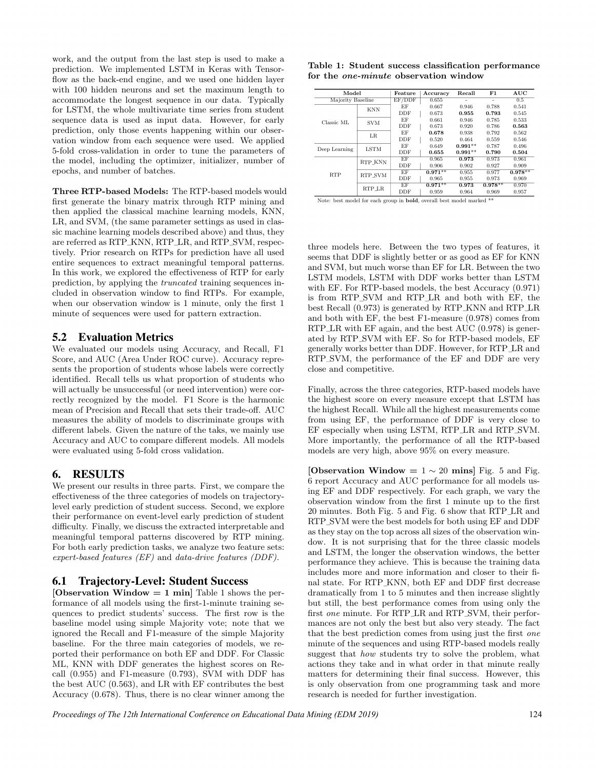work, and the output from the last step is used to make a prediction. We implemented LSTM in Keras with Tensorflow as the back-end engine, and we used one hidden layer with 100 hidden neurons and set the maximum length to accommodate the longest sequence in our data. Typically for LSTM, the whole multivariate time series from student sequence data is used as input data. However, for early prediction, only those events happening within our observation window from each sequence were used. We applied 5-fold cross-validation in order to tune the parameters of the model, including the optimizer, initializer, number of epochs, and number of batches.

**Three RTP-based Models:** The RTP-based models would first generate the binary matrix through RTP mining and then applied the classical machine learning models, KNN, LR, and SVM, (the same parameter settings as used in classic machine learning models described above) and thus, they are referred as RTP_KNN, RTP_LR, and RTP_SVM, respectively. Prior research on RTPs for prediction have all used entire sequences to extract meaningful temporal patterns. In this work, we explored the effectiveness of RTP for early prediction, by applying the *truncated* training sequences included in observation window to find RTPs. For example, when our observation window is 1 minute, only the first 1 minute of sequences were used for pattern extraction.

## 5.2 Evaluation Metrics

We evaluated our models using Accuracy, and Recall, F1 Score, and AUC (Area Under ROC curve). Accuracy represents the proportion of students whose labels were correctly identified. Recall tells us what proportion of students who will actually be unsuccessful (or need intervention) were correctly recognized by the model. F1 Score is the harmonic mean of Precision and Recall that sets their trade-off. AUC measures the ability of models to discriminate groups with different labels. Given the nature of the taks, we mainly use Accuracy and AUC to compare different models. All models were evaluated using 5-fold cross validation.

# 6. RESULTS

We present our results in three parts. First, we compare the effectiveness of the three categories of models on trajectory-level early prediction of student success. Second, we explore their performance on event-level early prediction of student difficulty. Finally, we discuss the extracted interpretable and meaningful temporal patterns discovered by RTP mining. For both early prediction tasks, we analyze two feature sets: *expert-based features (EF)* and *data-drive features (DDF)*.

## 6.1 Trajectory-Level: Student Success

**[Observation Window = 1 min]** Table 1 shows the performance of all models using the first-1-minute training sequences to predict students' success. The first row is the baseline model using simple Majority vote; note that we ignored the Recall and F1-measure of the simple Majority baseline. For the three main categories of models, we reported their performance on both EF and DDF. For Classic ML, KNN with DDF generates the highest scores on Recall (0.955) and F1-measure (0.793), SVM with DDF has the best AUC (0.563), and LR with EF contributes the best Accuracy (0.678). Thus, there is no clear winner among the three models here. Between the two types of features, it seems that DDF is slightly better or as good as EF for KNN and SVM, but much worse than EF for LR. Between the two LSTM models, LSTM with DDF works better than LSTM with EF. For RTP-based models, the best Accuracy (0.971) is from RTP_SVM and RTP_LR and both with EF, the best Recall (0.973) is generated by RTP_KNN and RTP_LR and both with EF, the best F1-measure (0.978) comes from RTP_LR with EF again, and the best AUC (0.978) is generated by RTP_SVM with EF. So for RTP-based models, EF generally works better than DDF. However, for RTP_LR and RTP_SVM, the performance of the EF and DDF are very close and competitive.

**Table 1: Student success classification performance for the *one-minute* observation window**

| Model | | Feature | Accuracy | Recall | F1 | AUC |
|---|---|---|---|---|---|---|
| Majority Baseline | | EF/DDF | 0.655 | - | - | 0.5 |
| Classic ML | KNN | EF | 0.667 | 0.946 | 0.788 | 0.541 |
| | | DDF | 0.673 | **0.955** | **0.793** | 0.545 |
| | SVM | EF | 0.661 | 0.946 | 0.785 | 0.533 |
| | | DDF | 0.673 | 0.920 | 0.786 | **0.563** |
| | LR | EF | **0.678** | 0.938 | 0.792 | 0.562 |
| | | DDF | 0.520 | 0.464 | 0.559 | 0.546 |
| Deep Learning | LSTM | EF | 0.649 | **0.991**** | 0.787 | 0.496 |
| | | DDF | **0.655** | **0.991**** | **0.790** | **0.504** |
| RTP | RTP_KNN | EF | 0.965 | **0.973** | 0.973 | 0.961 |
| | | DDF | 0.906 | 0.902 | 0.927 | 0.909 |
| | RTP_SVM | EF | **0.971**** | 0.955 | 0.977 | **0.978**** |
| | | DDF | 0.965 | 0.955 | 0.973 | 0.969 |
| | RTP_LR | EF | **0.971**** | **0.973** | **0.978**** | 0.970 |
| | | DDF | 0.959 | 0.964 | 0.969 | 0.957 |

Note: best model for each group in **bold**, overall best model marked **

Finally, across the three categories, RTP-based models have the highest score on every measure except that LSTM has the highest Recall. While all the highest measurements come from using EF, the performance of DDF is very close to EF especially when using LSTM, RTP_LR and RTP_SVM. More importantly, the performance of all the RTP-based models are very high, above 95% on every measure.

**[Observation Window = $1 \sim 20$ mins]** Fig. 5 and Fig. 6 report Accuracy and AUC performance for all models using EF and DDF respectively. For each graph, we vary the observation window from the first 1 minute up to the first 20 minutes. Both Fig. 5 and Fig. 6 show that RTP_LR and RTP_SVM were the best models for both using EF and DDF as they stay on the top across all sizes of the observation window. It is not surprising that for the three classic models and LSTM, the longer the observation windows, the better performance they achieve. This is because the training data includes more and more information and closer to their final state. For RTP_KNN, both EF and DDF first decrease dramatically from 1 to 5 minutes and then increase slightly but still, the best performance comes from using only the first *one* minute. For RTP_LR and RTP_SVM, their performances are not only the best but also very steady. The fact that the best prediction comes from using just the first *one* minute of the sequences and using RTP-based models really suggest that *how* students try to solve the problem, what actions they take and in what order in that minute really matters for determining their final success. However, this is only observation from one programming task and more research is needed for further investigation.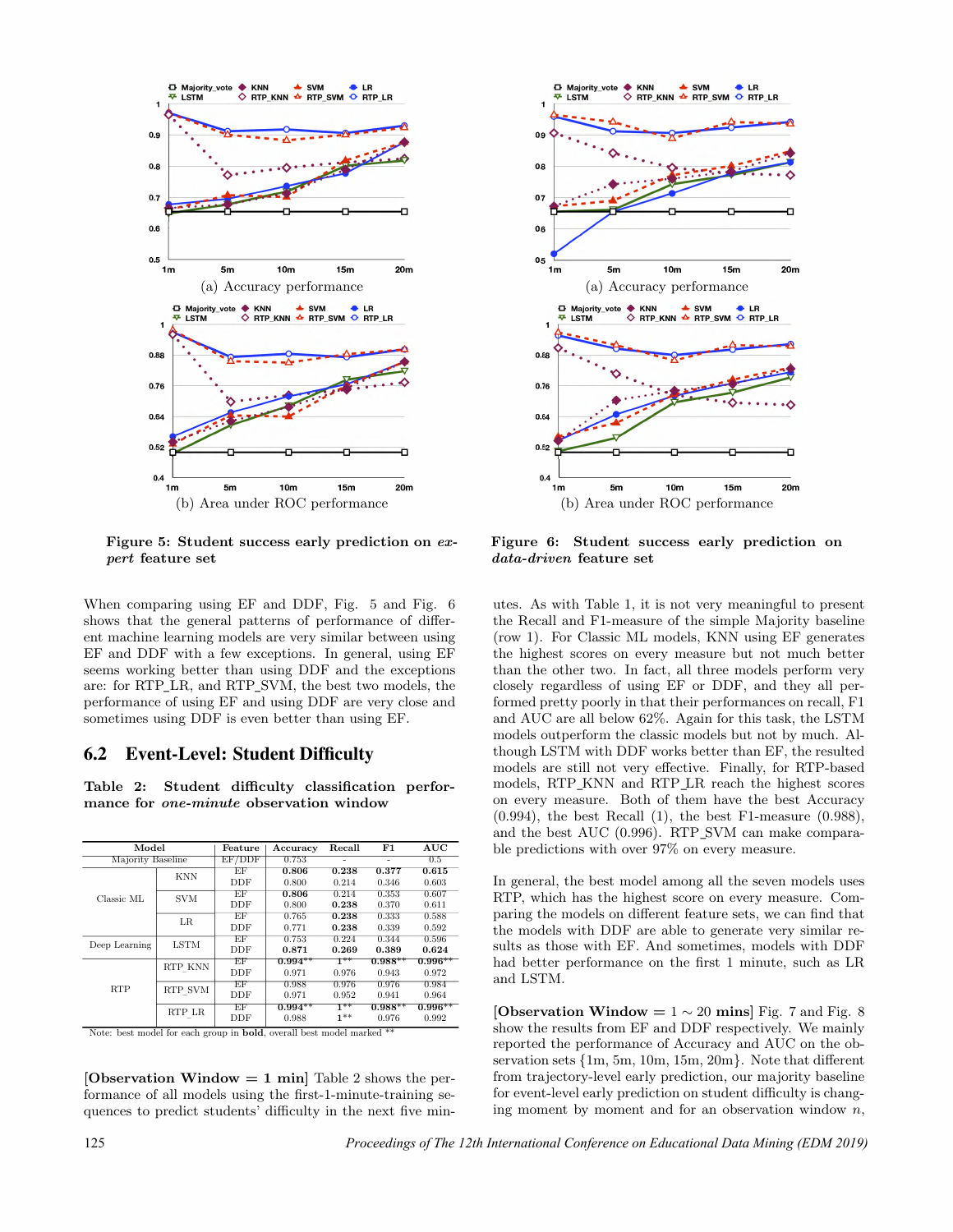(a) Accuracy performance

(b) Area under ROC performance

**Figure 5: Student success early prediction on *expert* feature set**

(a) Accuracy performance

(b) Area under ROC performance

**Figure 6: Student success early prediction on *data-driven* feature set**

When comparing using EF and DDF, Fig. 5 and Fig. 6 shows that the general patterns of performance of different machine learning models are very similar between using EF and DDF with a few exceptions. In general, using EF seems working better than using DDF and the exceptions are: for RTP_LR, and RTP_SVM, the best two models, the performance of using EF and using DDF are very close and sometimes using DDF is even better than using EF.

## 6.2 Event-Level: Student Difficulty

**Table 2: Student difficulty classification performance for *one-minute* observation window**

| Model | | Feature | Accuracy | Recall | F1 | AUC |
|---|---|---|---|---|---|---|
| Majority Baseline | | EF/DDF | 0.753 | - | - | 0.5 |
| Classic ML | KNN | EF | **0.806** | **0.238** | **0.377** | **0.615** |
| | | DDF | 0.800 | 0.214 | 0.346 | 0.603 |
| | SVM | EF | **0.806** | 0.214 | 0.353 | 0.607 |
| | | DDF | 0.800 | **0.238** | 0.370 | 0.611 |
| | LR | EF | 0.765 | **0.238** | 0.333 | 0.588 |
| | | DDF | 0.771 | **0.238** | 0.339 | 0.592 |
| Deep Learning | LSTM | EF | 0.753 | 0.224 | 0.344 | 0.596 |
| | | DDF | **0.871** | **0.269** | **0.389** | **0.624** |
| RTP | RTP_KNN | EF | **0.994**** | **1**** | **0.988**** | **0.996**** |
| | | DDF | 0.971 | 0.976 | 0.943 | 0.972 |
| | RTP_SVM | EF | 0.988 | 0.976 | 0.976 | 0.984 |
| | | DDF | 0.971 | 0.952 | 0.941 | 0.964 |
| | RTP_LR | EF | **0.994**** | **1**** | **0.988**** | **0.996**** |
| | | DDF | 0.988 | **1**** | 0.976 | 0.992 |

Note: best model for each group in **bold**, overall best model marked **

**[Observation Window = 1 min]** Table 2 shows the performance of all models using the first-1-minute-training sequences to predict students' difficulty in the next five minutes. As with Table 1, it is not very meaningful to present the Recall and F1-measure of the simple Majority baseline (row 1). For Classic ML models, KNN using EF generates the highest scores on every measure but not much better than the other two. In fact, all three models perform very closely regardless of using EF or DDF, and they all performed pretty poorly in that their performances on recall, F1 and AUC are all below 62%. Again for this task, the LSTM models outperform the classic models but not by much. Although LSTM with DDF works better than EF, the resulted models are still not very effective. Finally, for RTP-based models, RTP_KNN and RTP_LR reach the highest scores on every measure. Both of them have the best Accuracy (0.994), the best Recall (1), the best F1-measure (0.988), and the best AUC (0.996). RTP_SVM can make comparable predictions with over 97% on every measure.

In general, the best model among all the seven models uses RTP, which has the highest score on every measure. Comparing the models on different feature sets, we can find that the models with DDF are able to generate very similar results as those with EF. And sometimes, models with DDF had better performance on the first 1 minute, such as LR and LSTM.

**[Observation Window = $1 \sim 20$ mins]** Fig. 7 and Fig. 8 show the results from EF and DDF respectively. We mainly reported the performance of Accuracy and AUC on the observation sets {1m, 5m, 10m, 15m, 20m}. Note that different from trajectory-level early prediction, our majority baseline for event-level early prediction on student difficulty is changing moment by moment and for an observation window $n$,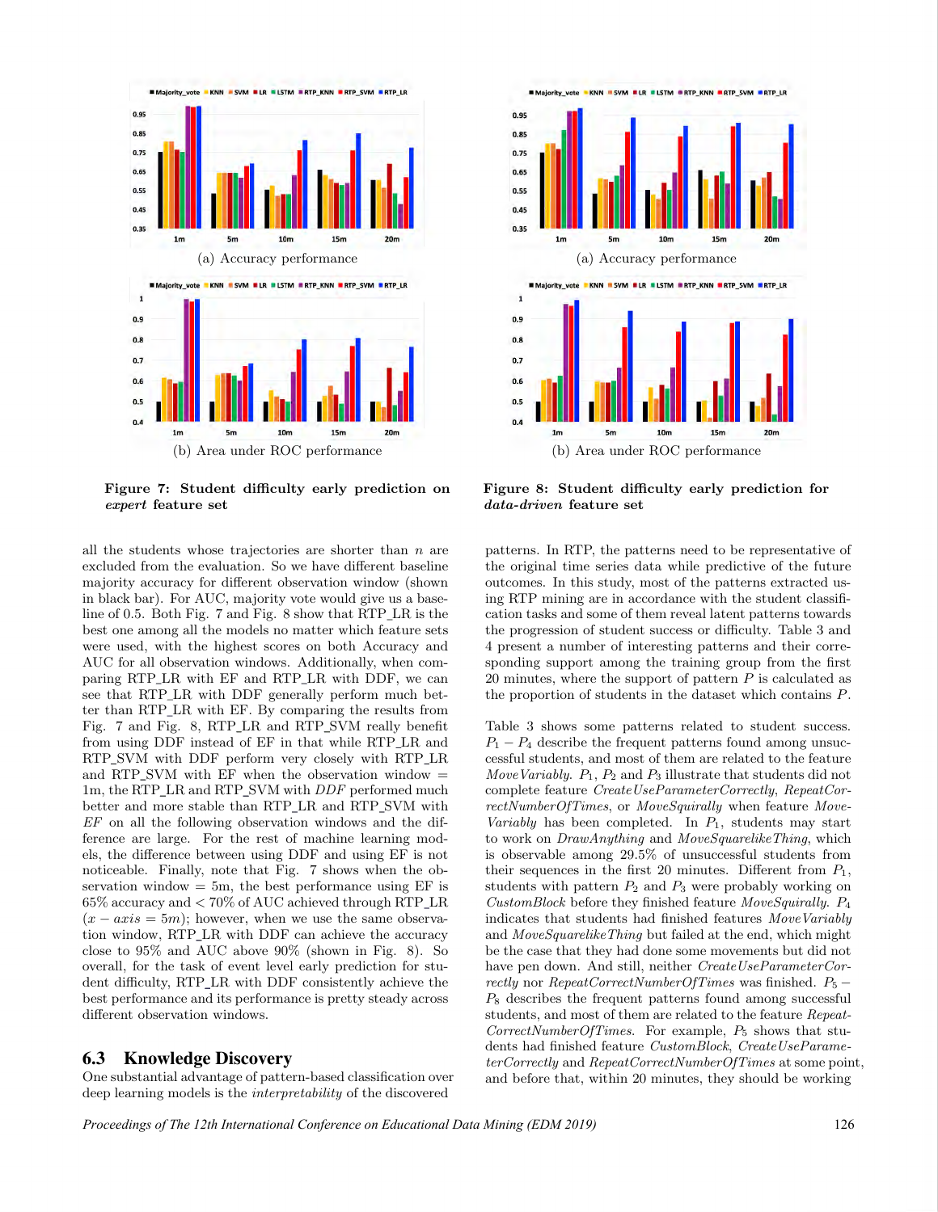(a) Accuracy performance

(b) Area under ROC performance

**Figure 7: Student difficulty early prediction on *expert* feature set**

(a) Accuracy performance

(b) Area under ROC performance

**Figure 8: Student difficulty early prediction for *data-driven* feature set**

all the students whose trajectories are shorter than $n$ are excluded from the evaluation. So we have different baseline majority accuracy for different observation window (shown in black bar). For AUC, majority vote would give us a baseline of 0.5. Both Fig. 7 and Fig. 8 show that RTP_LR is the best one among all the models no matter which feature sets were used, with the highest scores on both Accuracy and AUC for all observation windows. Additionally, when comparing RTP_LR with EF and RTP_LR with DDF, we can see that RTP_LR with DDF generally perform much better than RTP_LR with EF. By comparing the results from Fig. 7 and Fig. 8, RTP_LR and RTP_SVM really benefit from using DDF instead of EF in that while RTP_LR and RTP_SVM with DDF perform very closely with RTP_LR and RTP_SVM with EF when the observation window = 1m, the RTP_LR and RTP_SVM with *DDF* performed much better and more stable than RTP_LR and RTP_SVM with *EF* on all the following observation windows and the difference are large. For the rest of machine learning models, the difference between using DDF and using EF is not noticeable. Finally, note that Fig. 7 shows when the observation window = 5m, the best performance using EF is 65% accuracy and < 70% of AUC achieved through RTP_LR ($x-axis = 5m$); however, when we use the same observation window, RTP_LR with DDF can achieve the accuracy close to 95% and AUC above 90% (shown in Fig. 8). So overall, for the task of event level early prediction for student difficulty, RTP_LR with DDF consistently achieve the best performance and its performance is pretty steady across different observation windows.

## 6.3 Knowledge Discovery

One substantial advantage of pattern-based classification over deep learning models is the *interpretability* of the discovered patterns. In RTP, the patterns need to be representative of the original time series data while predictive of the future outcomes. In this study, most of the patterns extracted using RTP mining are in accordance with the student classification tasks and some of them reveal latent patterns towards the progression of student success or difficulty. Table 3 and 4 present a number of interesting patterns and their corresponding support among the training group from the first 20 minutes, where the support of pattern $P$ is calculated as the proportion of students in the dataset which contains $P$.

Table 3 shows some patterns related to student success. $P_1 - P_4$ describe the frequent patterns found among unsuccessful students, and most of them are related to the feature *MoveVariably*. $P_1$, $P_2$ and $P_3$ illustrate that students did not complete feature *CreateUseParameterCorrectly*, *RepeatCorrectNumberOfTimes*, or *MoveSquirally* when feature *MoveVariably* has been completed. In $P_1$, students may start to work on *DrawAnything* and *MoveSquarelikeThing*, which is observable among 29.5% of unsuccessful students from their sequences in the first 20 minutes. Different from $P_1$, students with pattern $P_2$ and $P_3$ were probably working on *CustomBlock* before they finished feature *MoveSquirally*. $P_4$ indicates that students had finished features *MoveVariably* and *MoveSquarelikeThing* but failed at the end, which might be the case that they had done some movements but did not have pen down. And still, neither *CreateUseParameterCorrectly* nor *RepeatCorrectNumberOfTimes* was finished. $P_5 - P_8$ describes the frequent patterns found among successful students, and most of them are related to the feature *RepeatCorrectNumberOfTimes*. For example, $P_5$ shows that students had finished feature *CustomBlock*, *CreateUseParameterCorrectly* and *RepeatCorrectNumberOfTimes* at some point, and before that, within 20 minutes, they should be working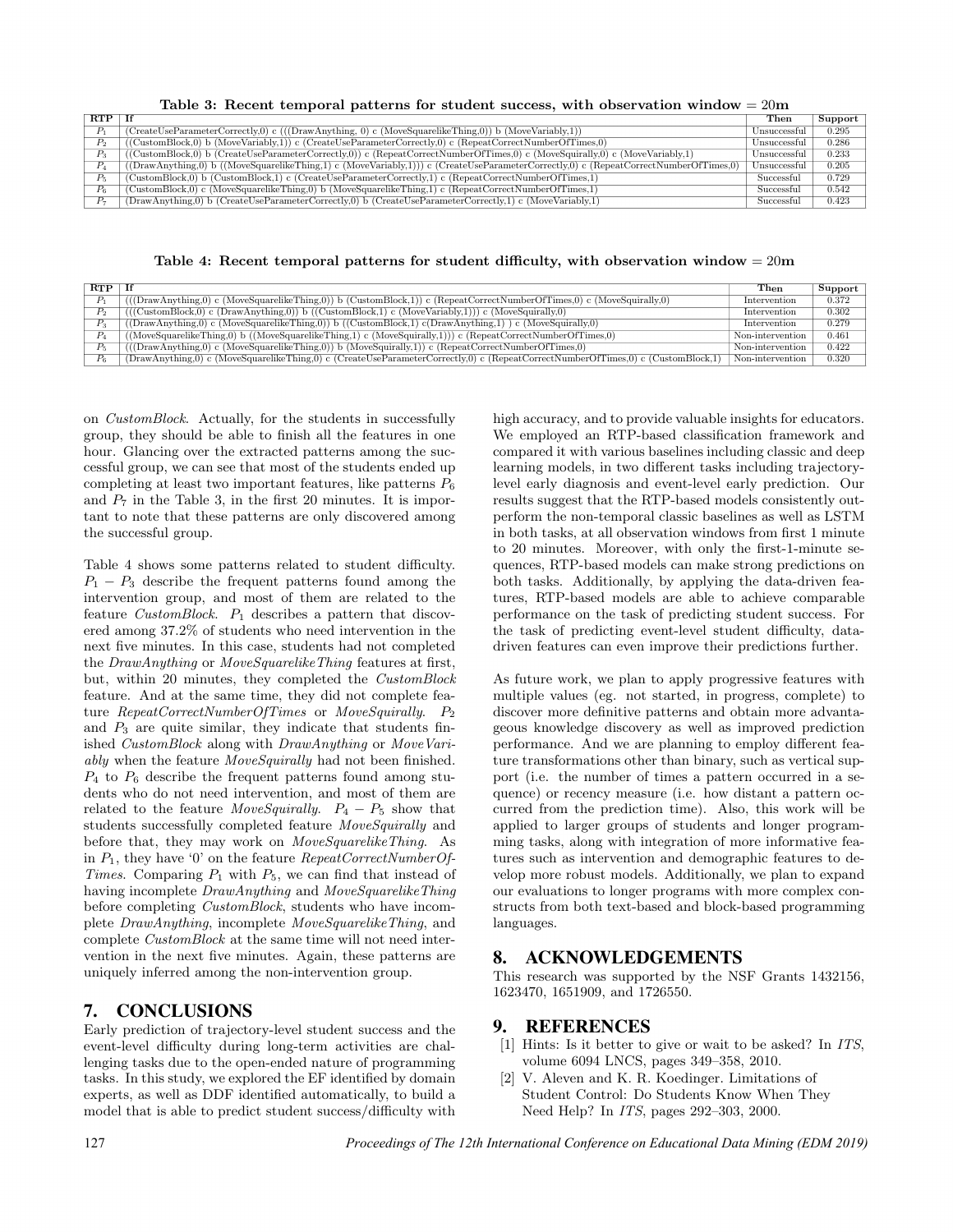**Table 3: Recent temporal patterns for student success, with observation window = 20m**

| RTP | If | Then | Support |
|---|---|---|---|
| $P_1$ | (CreateUseParameterCorrectly,0) c (((DrawAnything, 0) c (MoveSquarelikeThing,0)) b (MoveVariably,1)) | Unsuccessful | 0.295 |
| $P_2$ | ((CustomBlock,0) b (MoveVariably,1)) c (CreateUseParameterCorrectly,0) c (RepeatCorrectNumberOfTimes,0) | Unsuccessful | 0.286 |
| $P_3$ | ((CustomBlock,0) b (CreateUseParameterCorrectly,0)) c (RepeatCorrectNumberOfTimes,0) c (MoveSquirally,0) c (MoveVariably,1) | Unsuccessful | 0.233 |
| $P_4$ | ((DrawAnything,0) b ((MoveSquarelikeThing,1) c (MoveVariably,1))) c (CreateUseParameterCorrectly,0) c (RepeatCorrectNumberOfTimes,0) | Unsuccessful | 0.205 |
| $P_5$ | (CustomBlock,0) b (CustomBlock,1) c (CreateUseParameterCorrectly,1) c (RepeatCorrectNumberOfTimes,1) | Successful | 0.729 |
| $P_6$ | (CustomBlock,0) c (MoveSquarelikeThing,0) b (MoveSquarelikeThing,1) c (RepeatCorrectNumberOfTimes,1) | Successful | 0.542 |
| $P_7$ | (DrawAnything,0) b (CreateUseParameterCorrectly,0) b (CreateUseParameterCorrectly,1) c (MoveVariably,1) | Successful | 0.423 |

**Table 4: Recent temporal patterns for student difficulty, with observation window = 20m**

| RTP | If | Then | Support |
|---|---|---|---|
| $P_1$ | (((DrawAnything,0) c (MoveSquarelikeThing,0)) b (CustomBlock,1)) c (RepeatCorrectNumberOfTimes,0) c (MoveSquirally,0) | Intervention | 0.372 |
| $P_2$ | (((CustomBlock,0) c (DrawAnything,0)) b ((CustomBlock,1) c (MoveVariably,1))) c (MoveSquirally,0) | Intervention | 0.302 |
| $P_3$ | ((DrawAnything,0) c (MoveSquarelikeThing,0)) b ((CustomBlock,1) c(DrawAnything,1) ) c (MoveSquirally,0) | Intervention | 0.279 |
| $P_4$ | ((MoveSquarelikeThing,0) b ((MoveSquarelikeThing,1) c (MoveSquirally,1))) c (RepeatCorrectNumberOfTimes,0) | Non-intervention | 0.461 |
| $P_5$ | (((DrawAnything,0) c (MoveSquarelikeThing,0)) b (MoveSquirally,1)) c (RepeatCorrectNumberOfTimes,0) | Non-intervention | 0.422 |
| $P_6$ | (DrawAnything,0) c (MoveSquarelikeThing,0) c (CreateUseParameterCorrectly,0) c (RepeatCorrectNumberOfTimes,0) c (CustomBlock,1) | Non-intervention | 0.320 |

on *CustomBlock*. Actually, for the students in successfully group, they should be able to finish all the features in one hour. Glancing over the extracted patterns among the successful group, we can see that most of the students ended up completing at least two important features, like patterns $P_6$ and $P_7$ in the Table 3, in the first 20 minutes. It is important to note that these patterns are only discovered among the successful group.

Table 4 shows some patterns related to student difficulty. $P_1 - P_3$ describe the frequent patterns found among the intervention group, and most of them are related to the feature *CustomBlock*. $P_1$ describes a pattern that discovered among 37.2% of students who need intervention in the next five minutes. In this case, students had not completed the *DrawAnything* or *MoveSquarelikeThing* features at first, but, within 20 minutes, they completed the *CustomBlock* feature. And at the same time, they did not complete feature *RepeatCorrectNumberOfTimes* or *MoveSquirally*. $P_2$ and $P_3$ are quite similar, they indicate that students finished *CustomBlock* along with *DrawAnything* or *MoveVariably* when the feature *MoveSquirally* had not been finished. $P_4$ to $P_6$ describe the frequent patterns found among students who do not need intervention, and most of them are related to the feature *MoveSquirally*. $P_4 - P_5$ show that students successfully completed feature *MoveSquirally* and before that, they may work on *MoveSquarelikeThing*. As in $P_1$, they have '0' on the feature *RepeatCorrectNumberOfTimes*. Comparing $P_1$ with $P_5$, we can find that instead of having incomplete *DrawAnything* and *MoveSquarelikeThing* before completing *CustomBlock*, students who have incomplete *DrawAnything*, incomplete *MoveSquarelikeThing*, and complete *CustomBlock* at the same time will not need intervention in the next five minutes. Again, these patterns are uniquely inferred among the non-intervention group.

## 7. CONCLUSIONS

Early prediction of trajectory-level student success and the event-level difficulty during long-term activities are challenging tasks due to the open-ended nature of programming tasks. In this study, we explored the EF identified by domain experts, as well as DDF identified automatically, to build a model that is able to predict student success/difficulty with high accuracy, and to provide valuable insights for educators. We employed an RTP-based classification framework and compared it with various baselines including classic and deep learning models, in two different tasks including trajectory-level early diagnosis and event-level early prediction. Our results suggest that the RTP-based models consistently outperform the non-temporal classic baselines as well as LSTM in both tasks, at all observation windows from first 1 minute to 20 minutes. Moreover, with only the first-1-minute sequences, RTP-based models can make strong predictions on both tasks. Additionally, by applying the data-driven features, RTP-based models are able to achieve comparable performance on the task of predicting student success. For the task of predicting event-level student difficulty, data-driven features can even improve their predictions further.

As future work, we plan to apply progressive features with multiple values (eg. not started, in progress, complete) to discover more definitive patterns and obtain more advantageous knowledge discovery as well as improved prediction performance. And we are planning to employ different feature transformations other than binary, such as vertical support (i.e. the number of times a pattern occurred in a sequence) or recency measure (i.e. how distant a pattern occurred from the prediction time). Also, this work will be applied to larger groups of students and longer programming tasks, along with integration of more informative features such as intervention and demographic features to develop more robust models. Additionally, we plan to expand our evaluations to longer programs with more complex constructs from both text-based and block-based programming languages.

## 8. ACKNOWLEDGEMENTS

This research was supported by the NSF Grants 1432156, 1623470, 1651909, and 1726550.

## 9. REFERENCES

[1] Hints: Is it better to give or wait to be asked? In *ITS*, volume 6094 LNCS, pages 349–358, 2010.

[2] V. Aleven and K. R. Koedinger. Limitations of Student Control: Do Students Know When They Need Help? In *ITS*, pages 292–303, 2000.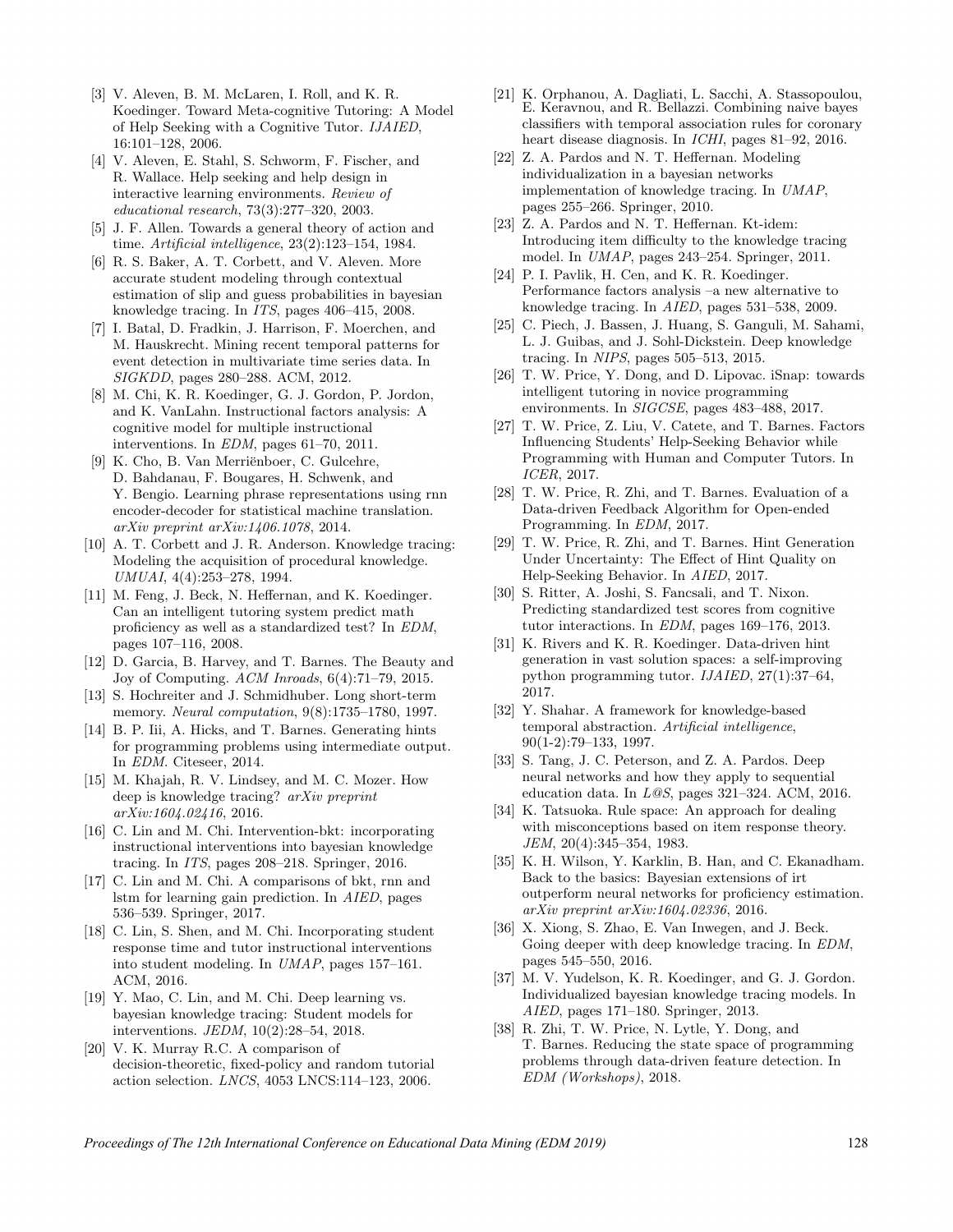[3] V. Aleven, B. M. McLaren, I. Roll, and K. R. Koedinger. Toward Meta-cognitive Tutoring: A Model of Help Seeking with a Cognitive Tutor. *IJAIED*, 16:101–128, 2006.

[4] V. Aleven, E. Stahl, S. Schworm, F. Fischer, and R. Wallace. Help seeking and help design in interactive learning environments. *Review of educational research*, 73(3):277–320, 2003.

[5] J. F. Allen. Towards a general theory of action and time. *Artificial intelligence*, 23(2):123–154, 1984.

[6] R. S. Baker, A. T. Corbett, and V. Aleven. More accurate student modeling through contextual estimation of slip and guess probabilities in bayesian knowledge tracing. In *ITS*, pages 406–415, 2008.

[7] I. Batal, D. Fradkin, J. Harrison, F. Moerchen, and M. Hauskrecht. Mining recent temporal patterns for event detection in multivariate time series data. In *SIGKDD*, pages 280–288. ACM, 2012.

[8] M. Chi, K. R. Koedinger, G. J. Gordon, P. Jordon, and K. VanLahn. Instructional factors analysis: A cognitive model for multiple instructional interventions. In *EDM*, pages 61–70, 2011.

[9] K. Cho, B. Van Merriënboer, C. Gulcehre, D. Bahdanau, F. Bougares, H. Schwenk, and Y. Bengio. Learning phrase representations using rnn encoder-decoder for statistical machine translation. *arXiv preprint arXiv:1406.1078*, 2014.

[10] A. T. Corbett and J. R. Anderson. Knowledge tracing: Modeling the acquisition of procedural knowledge. *UMUAI*, 4(4):253–278, 1994.

[11] M. Feng, J. Beck, N. Heffernan, and K. Koedinger. Can an intelligent tutoring system predict math proficiency as well as a standardized test? In *EDM*, pages 107–116, 2008.

[12] D. Garcia, B. Harvey, and T. Barnes. The Beauty and Joy of Computing. *ACM Inroads*, 6(4):71–79, 2015.

[13] S. Hochreiter and J. Schmidhuber. Long short-term memory. *Neural computation*, 9(8):1735–1780, 1997.

[14] B. P. Iii, A. Hicks, and T. Barnes. Generating hints for programming problems using intermediate output. In *EDM*. Citeseer, 2014.

[15] M. Khajah, R. V. Lindsey, and M. C. Mozer. How deep is knowledge tracing? *arXiv preprint arXiv:1604.02416*, 2016.

[16] C. Lin and M. Chi. Intervention-bkt: incorporating instructional interventions into bayesian knowledge tracing. In *ITS*, pages 208–218. Springer, 2016.

[17] C. Lin and M. Chi. A comparisons of bkt, rnn and lstm for learning gain prediction. In *AIED*, pages 536–539. Springer, 2017.

[18] C. Lin, S. Shen, and M. Chi. Incorporating student response time and tutor instructional interventions into student modeling. In *UMAP*, pages 157–161. ACM, 2016.

[19] Y. Mao, C. Lin, and M. Chi. Deep learning vs. bayesian knowledge tracing: Student models for interventions. *JEDM*, 10(2):28–54, 2018.

[20] V. K. Murray R.C. A comparison of decision-theoretic, fixed-policy and random tutorial action selection. *LNCS*, 4053 LNCS:114–123, 2006.

[21] K. Orphanou, A. Dagliati, L. Sacchi, A. Stassopoulou, E. Keravnou, and R. Bellazzi. Combining naive bayes classifiers with temporal association rules for coronary heart disease diagnosis. In *ICHI*, pages 81–92, 2016.

[22] Z. A. Pardos and N. T. Heffernan. Modeling individualization in a bayesian networks implementation of knowledge tracing. In *UMAP*, pages 255–266. Springer, 2010.

[23] Z. A. Pardos and N. T. Heffernan. Kt-idem: Introducing item difficulty to the knowledge tracing model. In *UMAP*, pages 243–254. Springer, 2011.

[24] P. I. Pavlik, H. Cen, and K. R. Koedinger. Performance factors analysis –a new alternative to knowledge tracing. In *AIED*, pages 531–538, 2009.

[25] C. Piech, J. Bassen, J. Huang, S. Ganguli, M. Sahami, L. J. Guibas, and J. Sohl-Dickstein. Deep knowledge tracing. In *NIPS*, pages 505–513, 2015.

[26] T. W. Price, Y. Dong, and D. Lipovac. iSnap: towards intelligent tutoring in novice programming environments. In *SIGCSE*, pages 483–488, 2017.

[27] T. W. Price, Z. Liu, V. Catete, and T. Barnes. Factors Influencing Students' Help-Seeking Behavior while Programming with Human and Computer Tutors. In *ICER*, 2017.

[28] T. W. Price, R. Zhi, and T. Barnes. Evaluation of a Data-driven Feedback Algorithm for Open-ended Programming. In *EDM*, 2017.

[29] T. W. Price, R. Zhi, and T. Barnes. Hint Generation Under Uncertainty: The Effect of Hint Quality on Help-Seeking Behavior. In *AIED*, 2017.

[30] S. Ritter, A. Joshi, S. Fancsali, and T. Nixon. Predicting standardized test scores from cognitive tutor interactions. In *EDM*, pages 169–176, 2013.

[31] K. Rivers and K. R. Koedinger. Data-driven hint generation in vast solution spaces: a self-improving python programming tutor. *IJAIED*, 27(1):37–64, 2017.

[32] Y. Shahar. A framework for knowledge-based temporal abstraction. *Artificial intelligence*, 90(1-2):79–133, 1997.

[33] S. Tang, J. C. Peterson, and Z. A. Pardos. Deep neural networks and how they apply to sequential education data. In *L@S*, pages 321–324. ACM, 2016.

[34] K. Tatsuoka. Rule space: An approach for dealing with misconceptions based on item response theory. *JEM*, 20(4):345–354, 1983.

[35] K. H. Wilson, Y. Karklin, B. Han, and C. Ekanadham. Back to the basics: Bayesian extensions of irt outperform neural networks for proficiency estimation. *arXiv preprint arXiv:1604.02336*, 2016.

[36] X. Xiong, S. Zhao, E. Van Inwegen, and J. Beck. Going deeper with deep knowledge tracing. In *EDM*, pages 545–550, 2016.

[37] M. V. Yudelson, K. R. Koedinger, and G. J. Gordon. Individualized bayesian knowledge tracing models. In *AIED*, pages 171–180. Springer, 2013.

[38] R. Zhi, T. W. Price, N. Lytle, Y. Dong, and T. Barnes. Reducing the state space of programming problems through data-driven feature detection. In *EDM (Workshops)*, 2018.